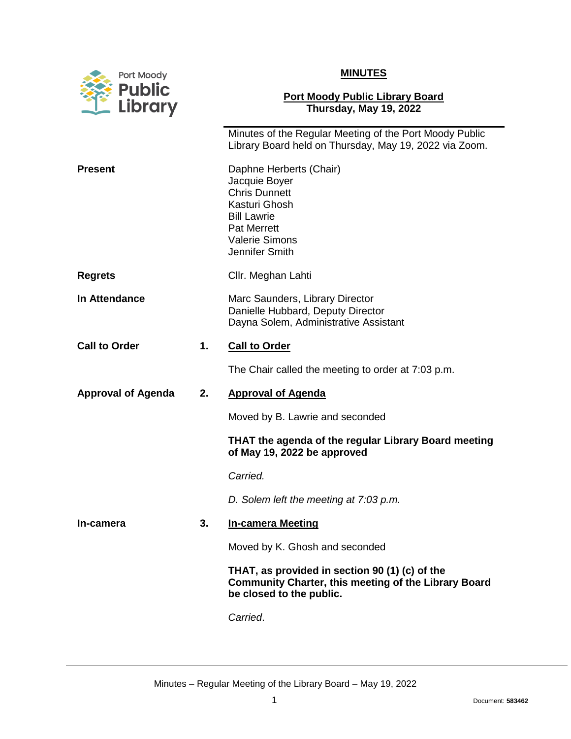# MINUTES

## Port Moody Public Library Board
**Thursday, May 19, 2022**

Minutes of the Regular Meeting of the Port Moody Public Library Board held on Thursday, May 19, 2022 via Zoom.

**Present**

Daphne Herberts (Chair)
Jacquie Boyer
Chris Dunnett
Kasturi Ghosh
Bill Lawrie
Pat Merrett
Valerie Simons
Jennifer Smith

**Regrets**

Cllr. Meghan Lahti

**In Attendance**

Marc Saunders, Library Director
Danielle Hubbard, Deputy Director
Dayna Solem, Administrative Assistant

**Call to Order**

### 1. Call to Order

The Chair called the meeting to order at 7:03 p.m.

**Approval of Agenda**

### 2. Approval of Agenda

Moved by B. Lawrie and seconded

**THAT the agenda of the regular Library Board meeting of May 19, 2022 be approved**

*Carried.*

*D. Solem left the meeting at 7:03 p.m.*

**In-camera**

### 3. In-camera Meeting

Moved by K. Ghosh and seconded

**THAT, as provided in section 90 (1) (c) of the Community Charter, this meeting of the Library Board be closed to the public.**

*Carried*.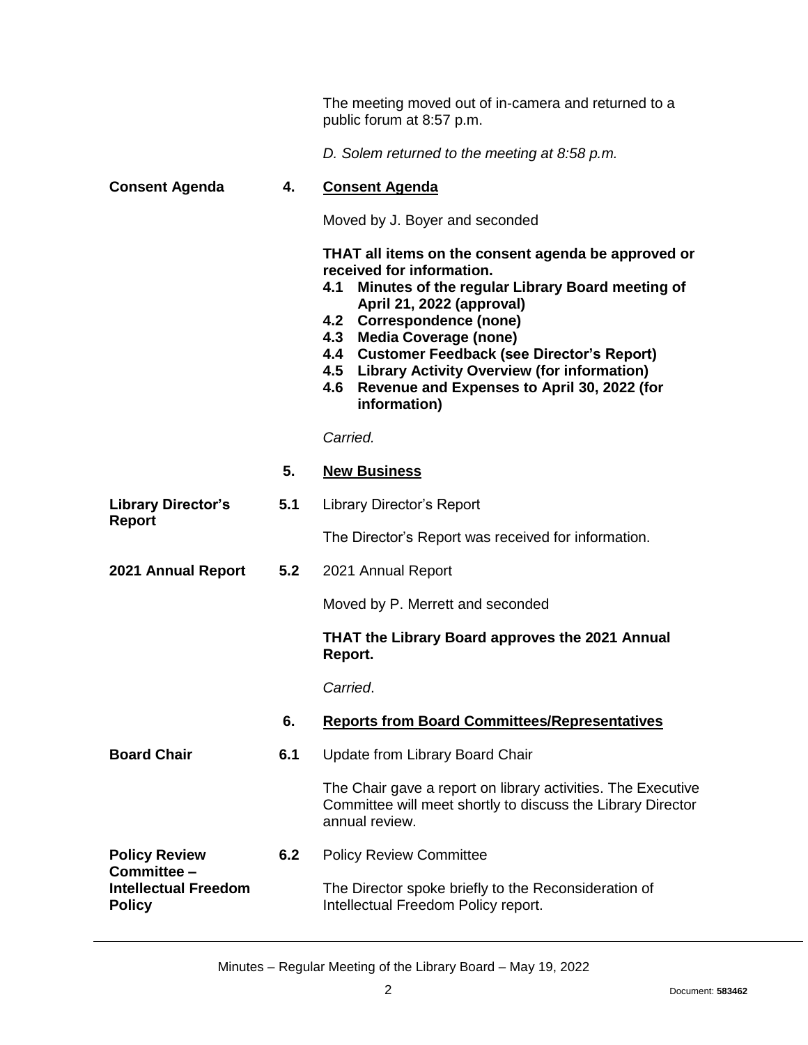The meeting moved out of in-camera and returned to a public forum at 8:57 p.m.

*D. Solem returned to the meeting at 8:58 p.m.*

**Consent Agenda**

## 4. Consent Agenda

Moved by J. Boyer and seconded

**THAT all items on the consent agenda be approved or received for information.**

**4.1 Minutes of the regular Library Board meeting of April 21, 2022 (approval)**
**4.2 Correspondence (none)**
**4.3 Media Coverage (none)**
**4.4 Customer Feedback (see Director's Report)**
**4.5 Library Activity Overview (for information)**
**4.6 Revenue and Expenses to April 30, 2022 (for information)**

*Carried.*

## 5. New Business

**Library Director's Report**

**5.1** Library Director's Report

The Director's Report was received for information.

**2021 Annual Report**

**5.2** 2021 Annual Report

Moved by P. Merrett and seconded

**THAT the Library Board approves the 2021 Annual Report.**

*Carried*.

## 6. Reports from Board Committees/Representatives

**Board Chair**

**6.1** Update from Library Board Chair

The Chair gave a report on library activities. The Executive Committee will meet shortly to discuss the Library Director annual review.

**Policy Review Committee – Intellectual Freedom Policy**

**6.2** Policy Review Committee

The Director spoke briefly to the Reconsideration of Intellectual Freedom Policy report.

Minutes – Regular Meeting of the Library Board – May 19, 2022

Document: **583462**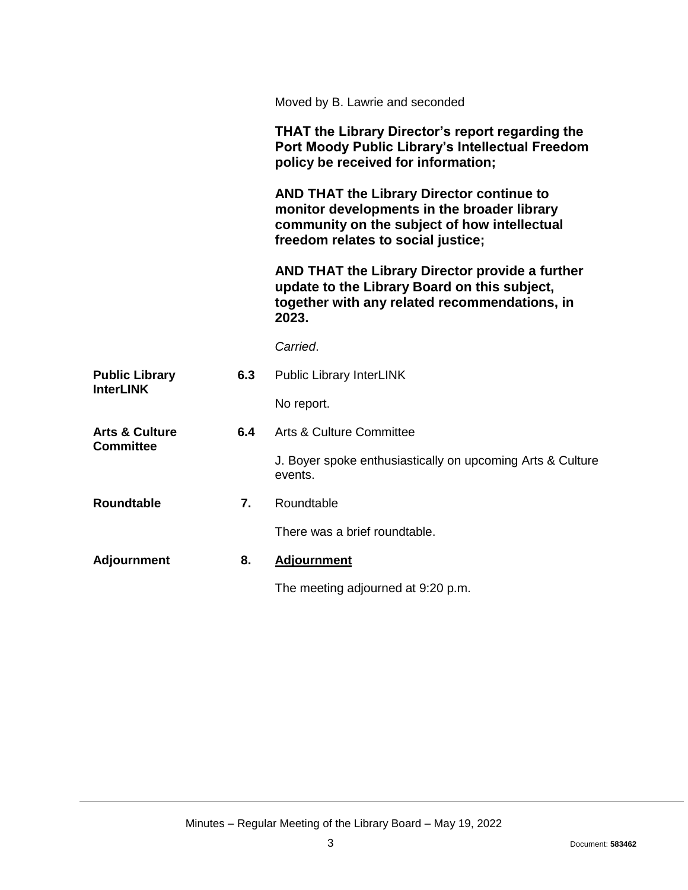Moved by B. Lawrie and seconded

**THAT the Library Director's report regarding the Port Moody Public Library's Intellectual Freedom policy be received for information;**

**AND THAT the Library Director continue to monitor developments in the broader library community on the subject of how intellectual freedom relates to social justice;**

**AND THAT the Library Director provide a further update to the Library Board on this subject, together with any related recommendations, in 2023.**

*Carried*.

**Public Library InterLINK**

**6.3** Public Library InterLINK

No report.

**Arts & Culture Committee**

**6.4** Arts & Culture Committee

J. Boyer spoke enthusiastically on upcoming Arts & Culture events.

**Roundtable**

**7.** Roundtable

There was a brief roundtable.

**Adjournment**

**8.** **Adjournment**

The meeting adjourned at 9:20 p.m.

Minutes – Regular Meeting of the Library Board – May 19, 2022

Document: **583462**